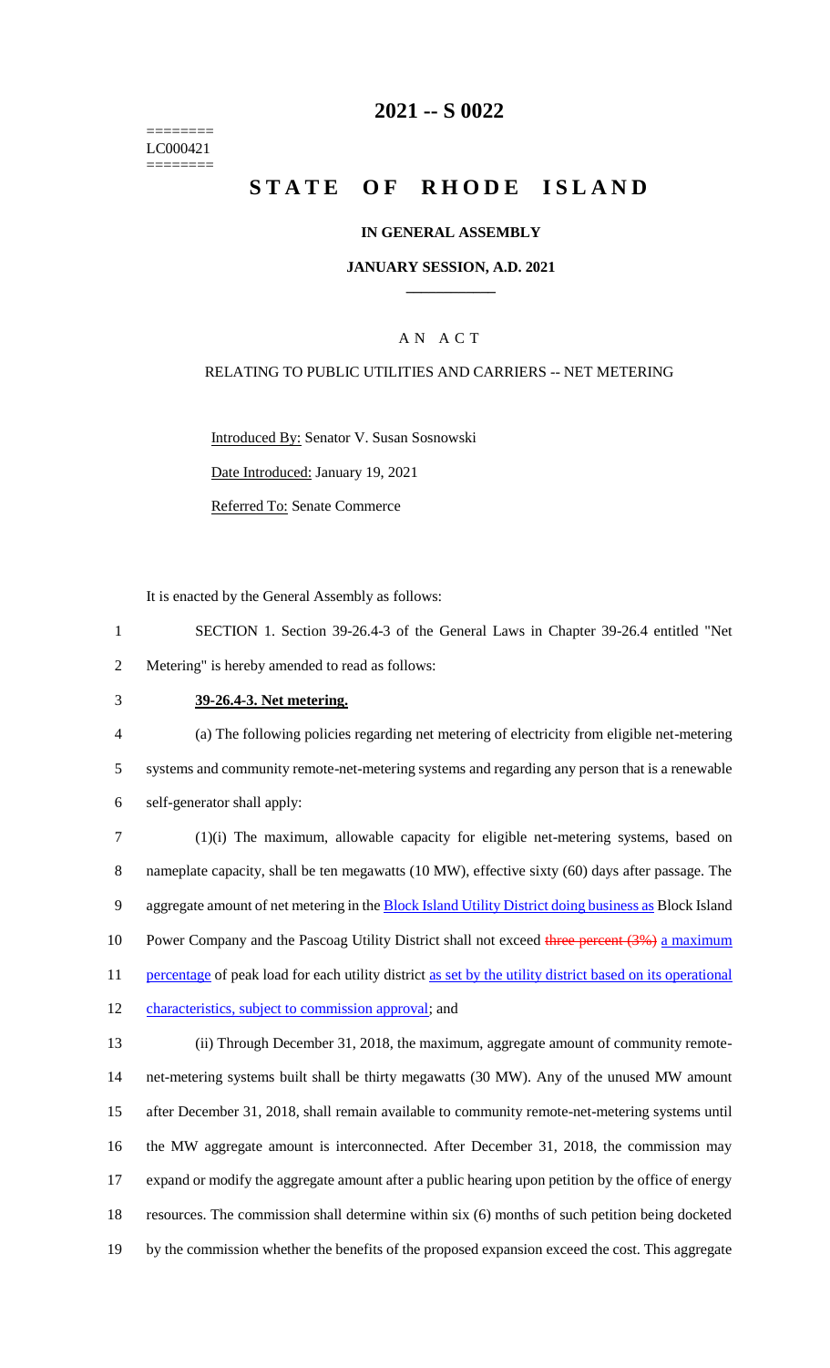========
LC000421
========

# 2021 -- S 0022

# STATE OF RHODE ISLAND

## IN GENERAL ASSEMBLY

### JANUARY SESSION, A.D. 2021

A N A C T

RELATING TO PUBLIC UTILITIES AND CARRIERS -- NET METERING

Introduced By: Senator V. Susan Sosnowski

Date Introduced: January 19, 2021

Referred To: Senate Commerce

It is enacted by the General Assembly as follows:

1 SECTION 1. Section 39-26.4-3 of the General Laws in Chapter 39-26.4 entitled "Net
2 Metering" is hereby amended to read as follows:

3 **39-26.4-3. Net metering.**

4 (a) The following policies regarding net metering of electricity from eligible net-metering
5 systems and community remote-net-metering systems and regarding any person that is a renewable
6 self-generator shall apply:

7 (1)(i) The maximum, allowable capacity for eligible net-metering systems, based on
8 nameplate capacity, shall be ten megawatts (10 MW), effective sixty (60) days after passage. The
9 aggregate amount of net metering in the Block Island Utility District doing business as Block Island
10 Power Company and the Pascoag Utility District shall not exceed ~~three percent (3%)~~ a maximum
11 percentage of peak load for each utility district as set by the utility district based on its operational
12 characteristics, subject to commission approval; and

13 (ii) Through December 31, 2018, the maximum, aggregate amount of community remote-
14 net-metering systems built shall be thirty megawatts (30 MW). Any of the unused MW amount
15 after December 31, 2018, shall remain available to community remote-net-metering systems until
16 the MW aggregate amount is interconnected. After December 31, 2018, the commission may
17 expand or modify the aggregate amount after a public hearing upon petition by the office of energy
18 resources. The commission shall determine within six (6) months of such petition being docketed
19 by the commission whether the benefits of the proposed expansion exceed the cost. This aggregate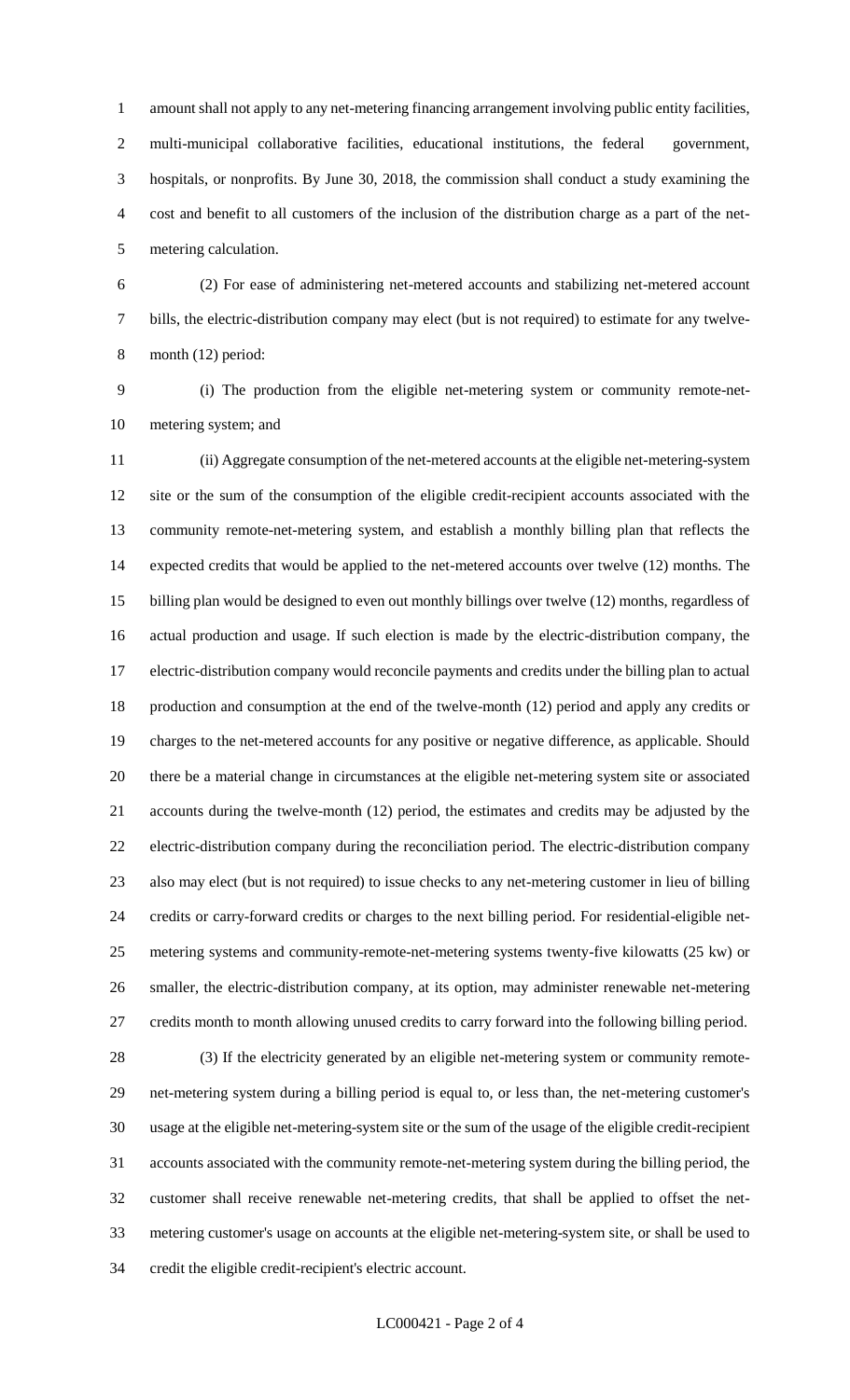amount shall not apply to any net-metering financing arrangement involving public entity facilities, multi-municipal collaborative facilities, educational institutions, the federal government, hospitals, or nonprofits. By June 30, 2018, the commission shall conduct a study examining the cost and benefit to all customers of the inclusion of the distribution charge as a part of the net-metering calculation.

(2) For ease of administering net-metered accounts and stabilizing net-metered account bills, the electric-distribution company may elect (but is not required) to estimate for any twelve-month (12) period:

(i) The production from the eligible net-metering system or community remote-net-metering system; and

(ii) Aggregate consumption of the net-metered accounts at the eligible net-metering-system site or the sum of the consumption of the eligible credit-recipient accounts associated with the community remote-net-metering system, and establish a monthly billing plan that reflects the expected credits that would be applied to the net-metered accounts over twelve (12) months. The billing plan would be designed to even out monthly billings over twelve (12) months, regardless of actual production and usage. If such election is made by the electric-distribution company, the electric-distribution company would reconcile payments and credits under the billing plan to actual production and consumption at the end of the twelve-month (12) period and apply any credits or charges to the net-metered accounts for any positive or negative difference, as applicable. Should there be a material change in circumstances at the eligible net-metering system site or associated accounts during the twelve-month (12) period, the estimates and credits may be adjusted by the electric-distribution company during the reconciliation period. The electric-distribution company also may elect (but is not required) to issue checks to any net-metering customer in lieu of billing credits or carry-forward credits or charges to the next billing period. For residential-eligible net-metering systems and community-remote-net-metering systems twenty-five kilowatts (25 kw) or smaller, the electric-distribution company, at its option, may administer renewable net-metering credits month to month allowing unused credits to carry forward into the following billing period.

(3) If the electricity generated by an eligible net-metering system or community remote-net-metering system during a billing period is equal to, or less than, the net-metering customer's usage at the eligible net-metering-system site or the sum of the usage of the eligible credit-recipient accounts associated with the community remote-net-metering system during the billing period, the customer shall receive renewable net-metering credits, that shall be applied to offset the net-metering customer's usage on accounts at the eligible net-metering-system site, or shall be used to credit the eligible credit-recipient's electric account.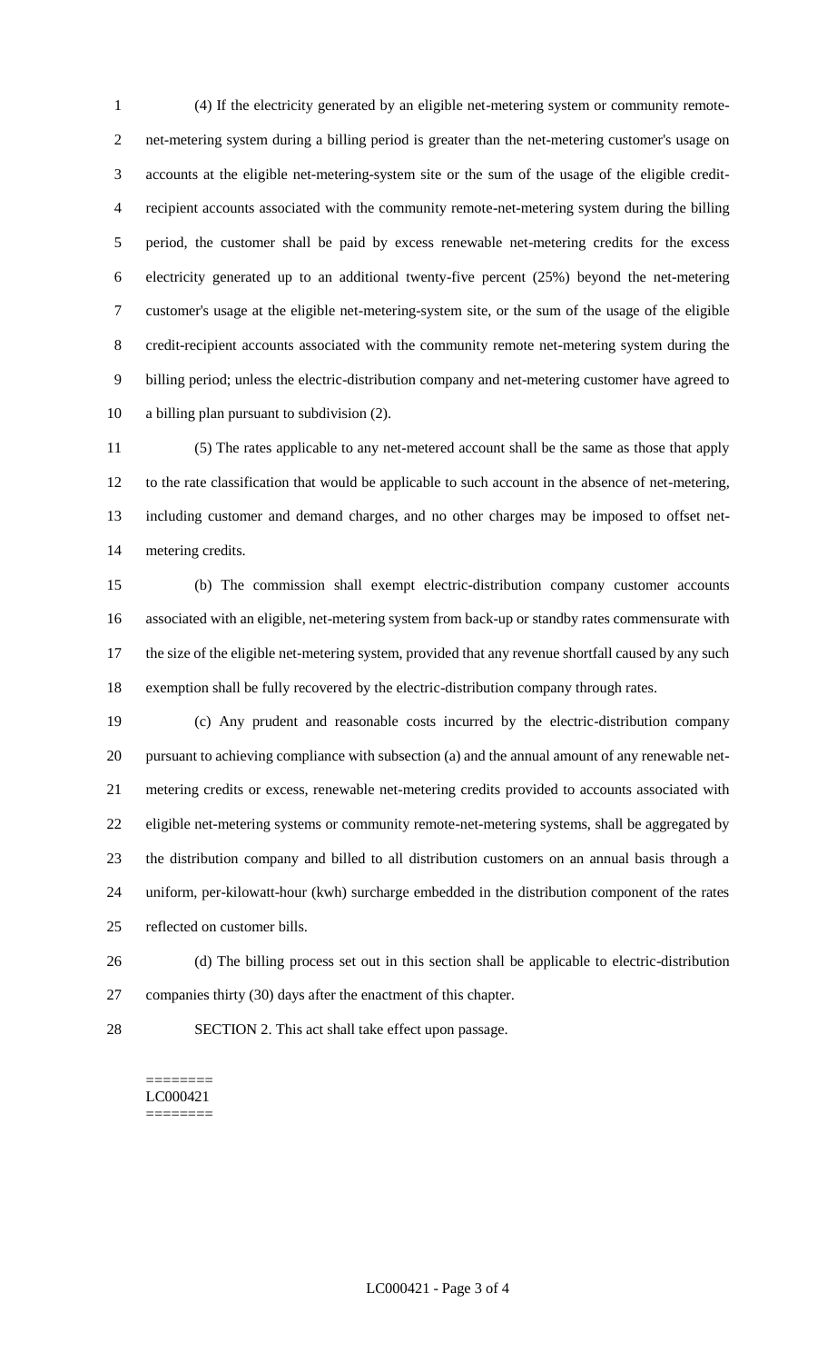(4) If the electricity generated by an eligible net-metering system or community remote-net-metering system during a billing period is greater than the net-metering customer's usage on accounts at the eligible net-metering-system site or the sum of the usage of the eligible credit-recipient accounts associated with the community remote-net-metering system during the billing period, the customer shall be paid by excess renewable net-metering credits for the excess electricity generated up to an additional twenty-five percent (25%) beyond the net-metering customer's usage at the eligible net-metering-system site, or the sum of the usage of the eligible credit-recipient accounts associated with the community remote net-metering system during the billing period; unless the electric-distribution company and net-metering customer have agreed to a billing plan pursuant to subdivision (2).

(5) The rates applicable to any net-metered account shall be the same as those that apply to the rate classification that would be applicable to such account in the absence of net-metering, including customer and demand charges, and no other charges may be imposed to offset net-metering credits.

(b) The commission shall exempt electric-distribution company customer accounts associated with an eligible, net-metering system from back-up or standby rates commensurate with the size of the eligible net-metering system, provided that any revenue shortfall caused by any such exemption shall be fully recovered by the electric-distribution company through rates.

(c) Any prudent and reasonable costs incurred by the electric-distribution company pursuant to achieving compliance with subsection (a) and the annual amount of any renewable net-metering credits or excess, renewable net-metering credits provided to accounts associated with eligible net-metering systems or community remote-net-metering systems, shall be aggregated by the distribution company and billed to all distribution customers on an annual basis through a uniform, per-kilowatt-hour (kwh) surcharge embedded in the distribution component of the rates reflected on customer bills.

(d) The billing process set out in this section shall be applicable to electric-distribution companies thirty (30) days after the enactment of this chapter.

SECTION 2. This act shall take effect upon passage.

========
LC000421
========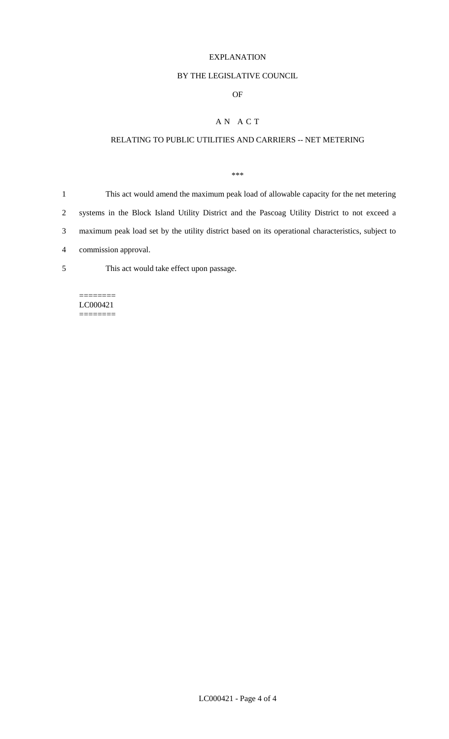EXPLANATION

BY THE LEGISLATIVE COUNCIL

OF

A N A C T

RELATING TO PUBLIC UTILITIES AND CARRIERS -- NET METERING

\*\*\*

This act would amend the maximum peak load of allowable capacity for the net metering systems in the Block Island Utility District and the Pascoag Utility District to not exceed a maximum peak load set by the utility district based on its operational characteristics, subject to commission approval.

This act would take effect upon passage.

========
LC000421
========